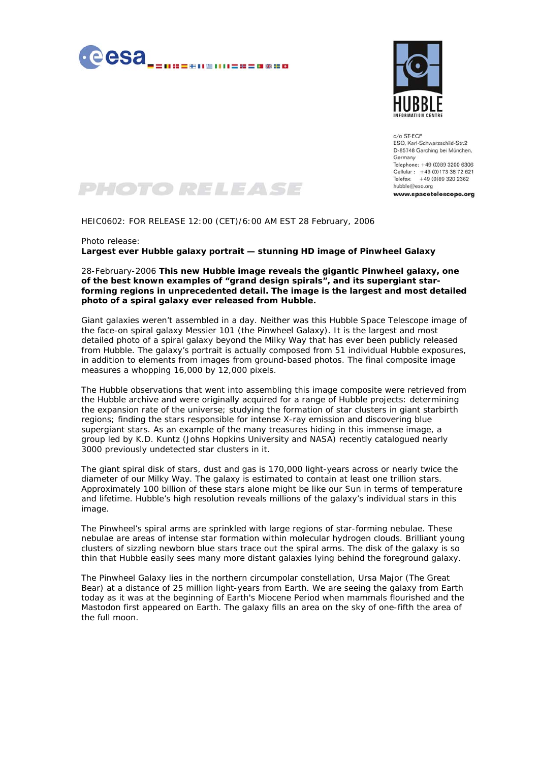c/o ST-ECF
ESO, Karl-Schwarzschild-Str.2
D-85748 Garching bei München,
Germany
Telephone: +49 (0)89 3200 6306
Cellular : +49 (0)173 38 72 621
Telefax: +49 (0)89 320 2362
hubble@eso.org
**www.spacetelescope.org**

# PHOTO RELEASE

HEIC0602: FOR RELEASE 12:00 (CET)/6:00 AM EST 28 February, 2006

Photo release:
**Largest ever Hubble galaxy portrait — stunning HD image of Pinwheel Galaxy**

28-February-2006 **This new Hubble image reveals the gigantic Pinwheel galaxy, one of the best known examples of "grand design spirals", and its supergiant star-forming regions in unprecedented detail. The image is the largest and most detailed photo of a spiral galaxy ever released from Hubble.**

Giant galaxies weren't assembled in a day. Neither was this Hubble Space Telescope image of the face-on spiral galaxy Messier 101 (the Pinwheel Galaxy). It is the largest and most detailed photo of a spiral galaxy beyond the Milky Way that has ever been publicly released from Hubble. The galaxy's portrait is actually composed from 51 individual Hubble exposures, in addition to elements from images from ground-based photos. The final composite image measures a whopping 16,000 by 12,000 pixels.

The Hubble observations that went into assembling this image composite were retrieved from the Hubble archive and were originally acquired for a range of Hubble projects: determining the expansion rate of the universe; studying the formation of star clusters in giant starbirth regions; finding the stars responsible for intense X-ray emission and discovering blue supergiant stars. As an example of the many treasures hiding in this immense image, a group led by K.D. Kuntz (Johns Hopkins University and NASA) recently catalogued nearly 3000 previously undetected star clusters in it.

The giant spiral disk of stars, dust and gas is 170,000 light-years across or nearly twice the diameter of our Milky Way. The galaxy is estimated to contain at least one trillion stars. Approximately 100 billion of these stars alone might be like our Sun in terms of temperature and lifetime. Hubble's high resolution reveals millions of the galaxy's individual stars in this image.

The Pinwheel's spiral arms are sprinkled with large regions of star-forming nebulae. These nebulae are areas of intense star formation within molecular hydrogen clouds. Brilliant young clusters of sizzling newborn blue stars trace out the spiral arms. The disk of the galaxy is so thin that Hubble easily sees many more distant galaxies lying behind the foreground galaxy.

The Pinwheel Galaxy lies in the northern circumpolar constellation, Ursa Major (The Great Bear) at a distance of 25 million light-years from Earth. We are seeing the galaxy from Earth today as it was at the beginning of Earth's Miocene Period when mammals flourished and the Mastodon first appeared on Earth. The galaxy fills an area on the sky of one-fifth the area of the full moon.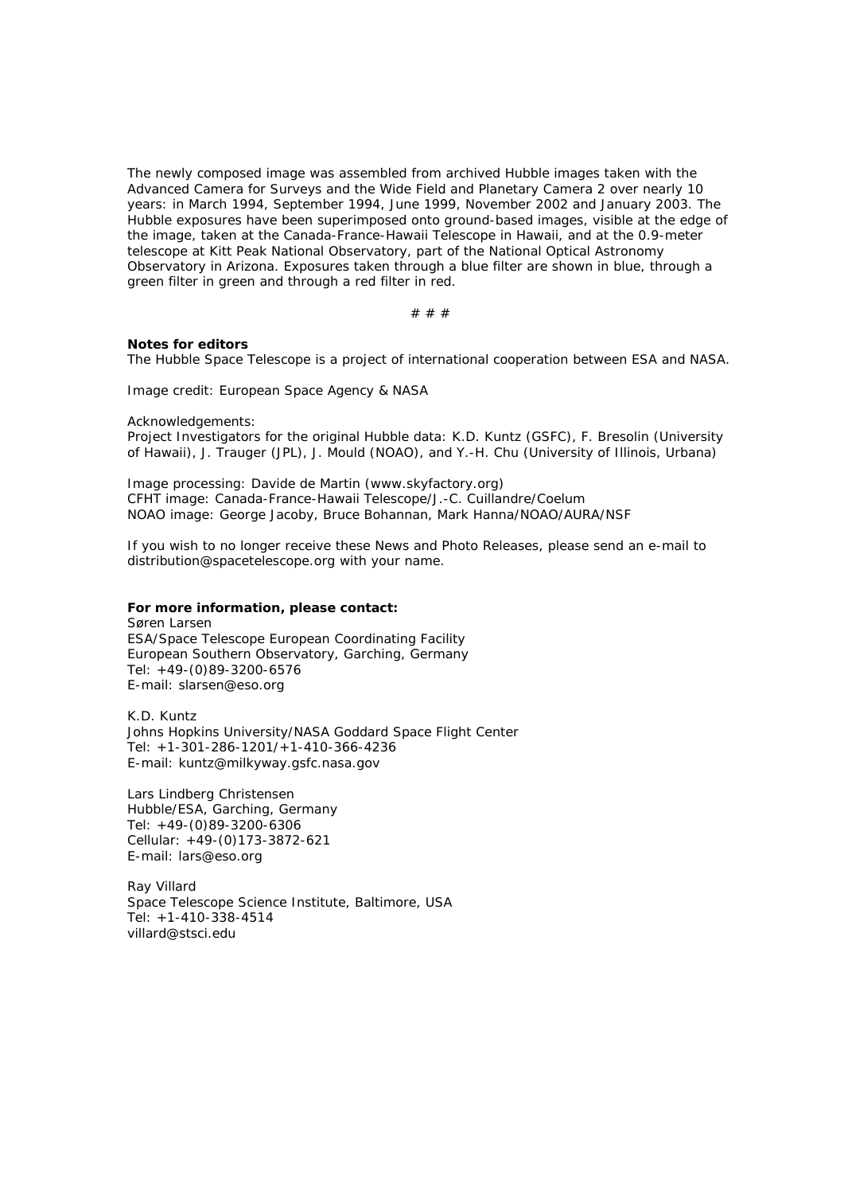The newly composed image was assembled from archived Hubble images taken with the Advanced Camera for Surveys and the Wide Field and Planetary Camera 2 over nearly 10 years: in March 1994, September 1994, June 1999, November 2002 and January 2003. The Hubble exposures have been superimposed onto ground-based images, visible at the edge of the image, taken at the Canada-France-Hawaii Telescope in Hawaii, and at the 0.9-meter telescope at Kitt Peak National Observatory, part of the National Optical Astronomy Observatory in Arizona. Exposures taken through a blue filter are shown in blue, through a green filter in green and through a red filter in red.

# # #

**Notes for editors**
The Hubble Space Telescope is a project of international cooperation between ESA and NASA.

Image credit: European Space Agency & NASA

Acknowledgements:
Project Investigators for the original Hubble data: K.D. Kuntz (GSFC), F. Bresolin (University of Hawaii), J. Trauger (JPL), J. Mould (NOAO), and Y.-H. Chu (University of Illinois, Urbana)

Image processing: Davide de Martin (www.skyfactory.org)
CFHT image: Canada-France-Hawaii Telescope/J.-C. Cuillandre/Coelum
NOAO image: George Jacoby, Bruce Bohannan, Mark Hanna/NOAO/AURA/NSF

If you wish to no longer receive these News and Photo Releases, please send an e-mail to distribution@spacetelescope.org with your name.

**For more information, please contact:**
Søren Larsen
ESA/Space Telescope European Coordinating Facility
European Southern Observatory, Garching, Germany
Tel: +49-(0)89-3200-6576
E-mail: slarsen@eso.org

K.D. Kuntz
Johns Hopkins University/NASA Goddard Space Flight Center
Tel: +1-301-286-1201/+1-410-366-4236
E-mail: kuntz@milkyway.gsfc.nasa.gov

Lars Lindberg Christensen
Hubble/ESA, Garching, Germany
Tel: +49-(0)89-3200-6306
Cellular: +49-(0)173-3872-621
E-mail: lars@eso.org

Ray Villard
Space Telescope Science Institute, Baltimore, USA
Tel: +1-410-338-4514
villard@stsci.edu